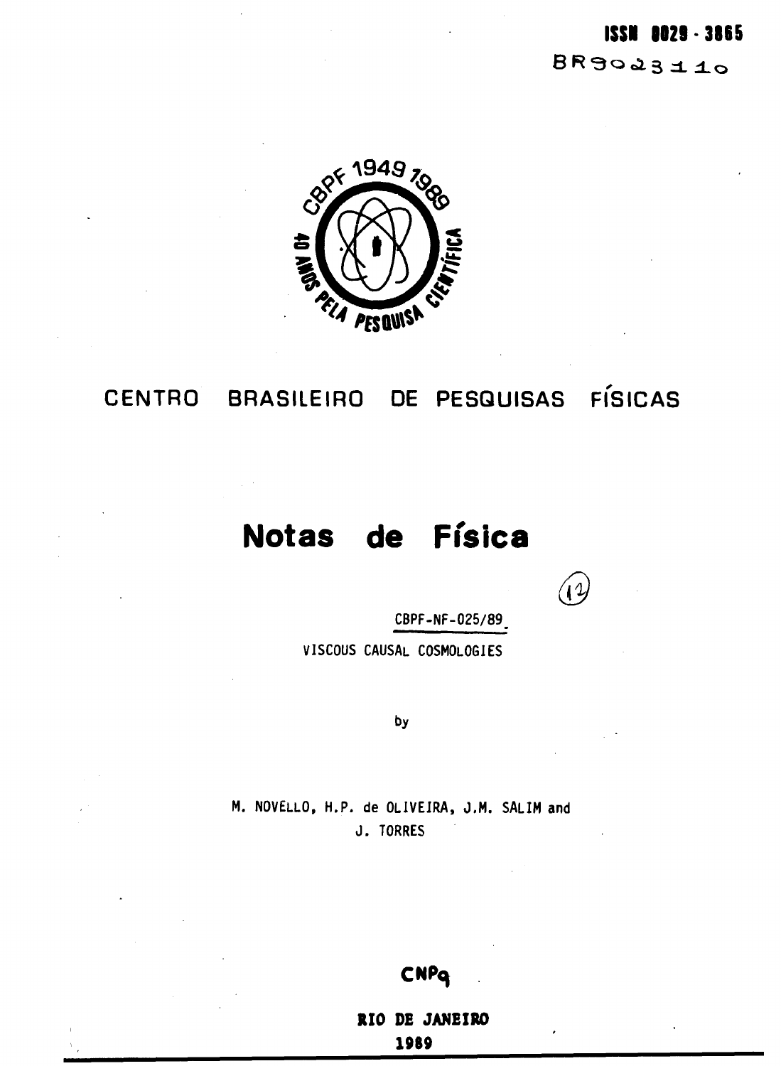ISSN 0029 - 3865

BR9023110

CBPF 1949 1989 — 40 ANOS PELA PESQUISA CIENTÍFICA

CENTRO BRASILEIRO DE PESQUISAS FÍSICAS

# Notas de Física

(12)

CBPF-NF-025/89

VISCOUS CAUSAL COSMOLOGIES

by

M. NOVELLO, H.P. de OLIVEIRA, J.M. SALIM and J. TORRES

CNPq

RIO DE JANEIRO

1989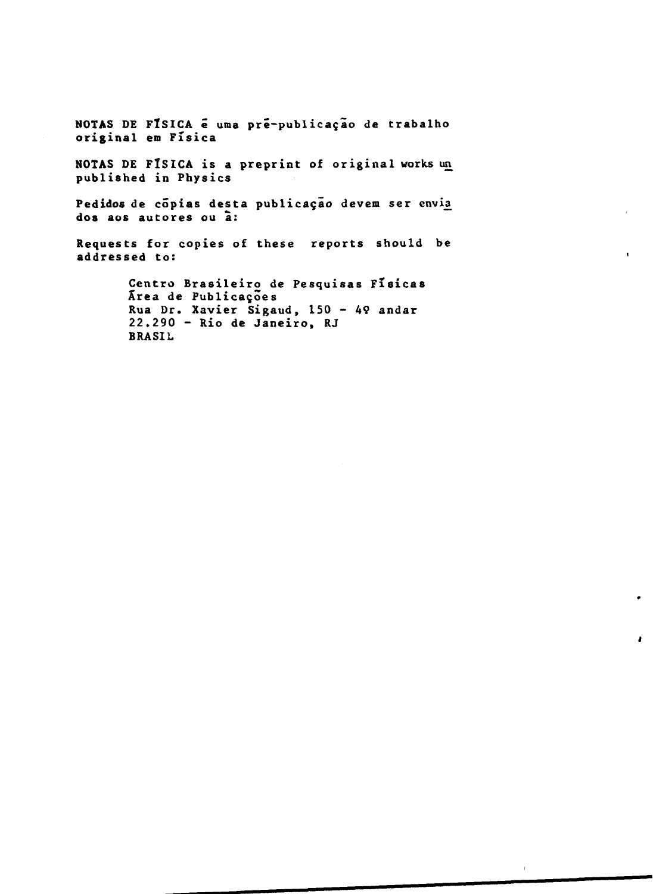NOTAS DE FÍSICA é uma pré-publicação de trabalho original em Física

NOTAS DE FÍSICA is a preprint of original works unpublished in Physics

Pedidos de cópias desta publicação devem ser enviados aos autores ou à:

Requests for copies of these reports should be addressed to:

Centro Brasileiro de Pesquisas Físicas
Área de Publicações
Rua Dr. Xavier Sigaud, 150 - 4º andar
22.290 - Rio de Janeiro, RJ
BRASIL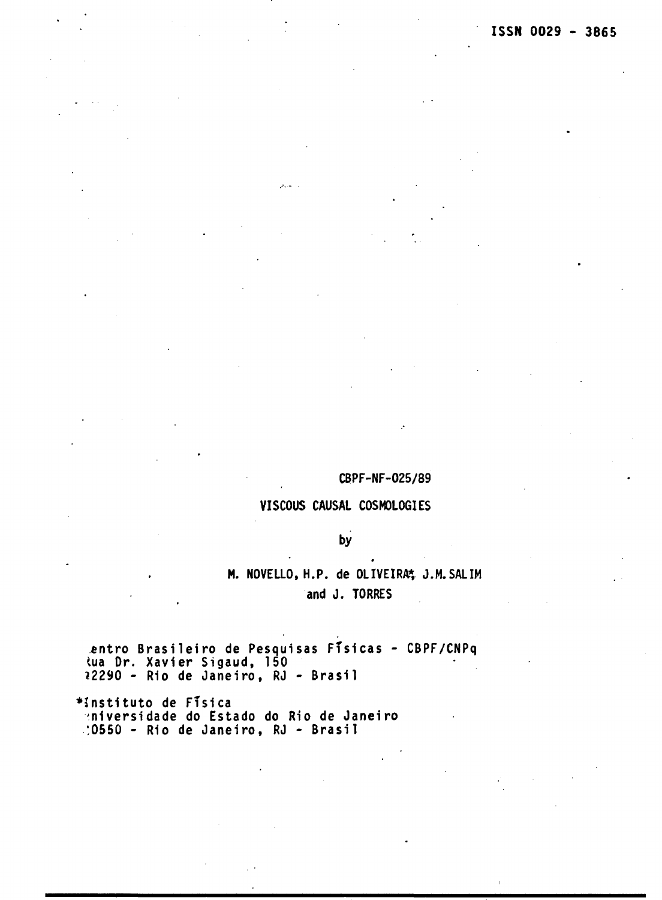ISSN 0029 - 3865

CBPF-NF-025/89

# VISCOUS CAUSAL COSMOLOGIES

by

M. NOVELLO, H.P. de OLIVEIRA*, J.M. SALIM and J. TORRES

Centro Brasileiro de Pesquisas Físicas - CBPF/CNPq
Rua Dr. Xavier Sigaud, 150
22290 - Rio de Janeiro, RJ - Brasil

*Instituto de Física
Universidade do Estado do Rio de Janeiro
20550 - Rio de Janeiro, RJ - Brasil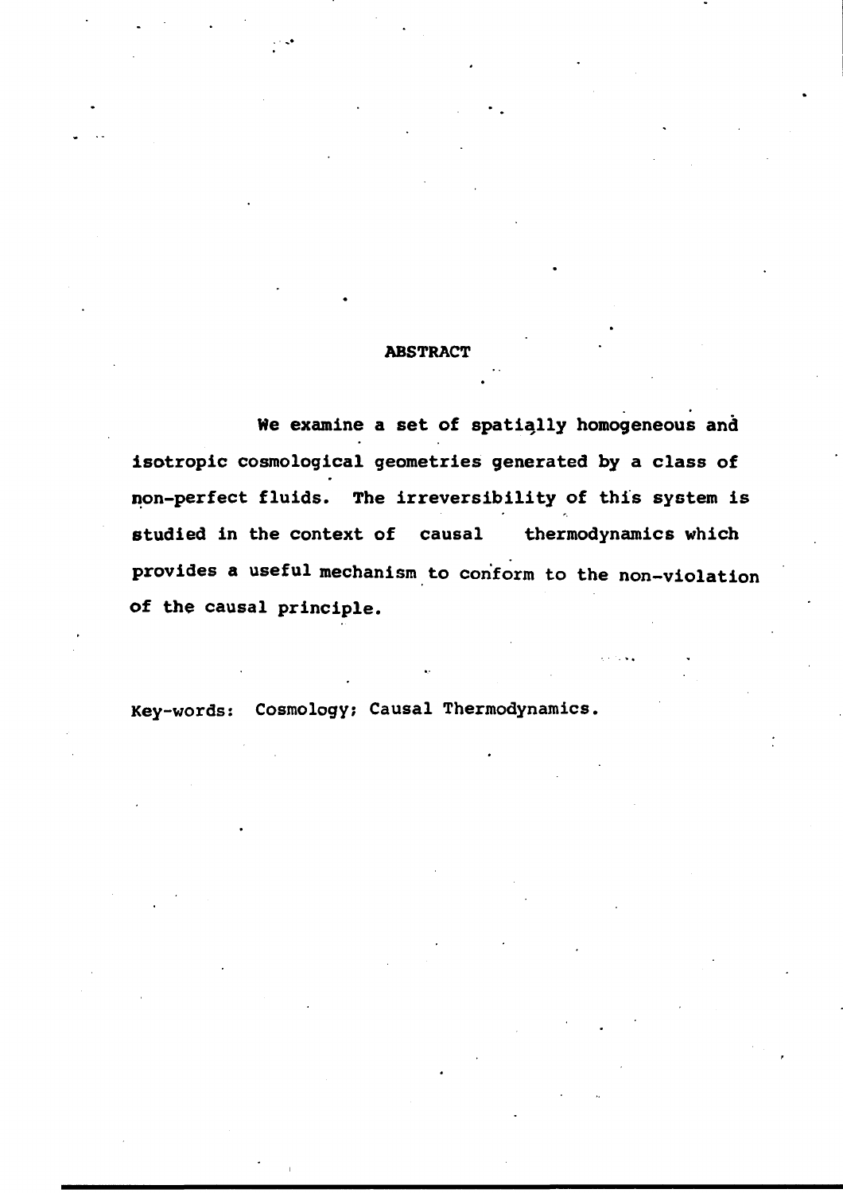## ABSTRACT

We examine a set of spatially homogeneous and isotropic cosmological geometries generated by a class of non-perfect fluids. The irreversibility of this system is studied in the context of causal thermodynamics which provides a useful mechanism to conform to the non-violation of the causal principle.

Key-words: Cosmology; Causal Thermodynamics.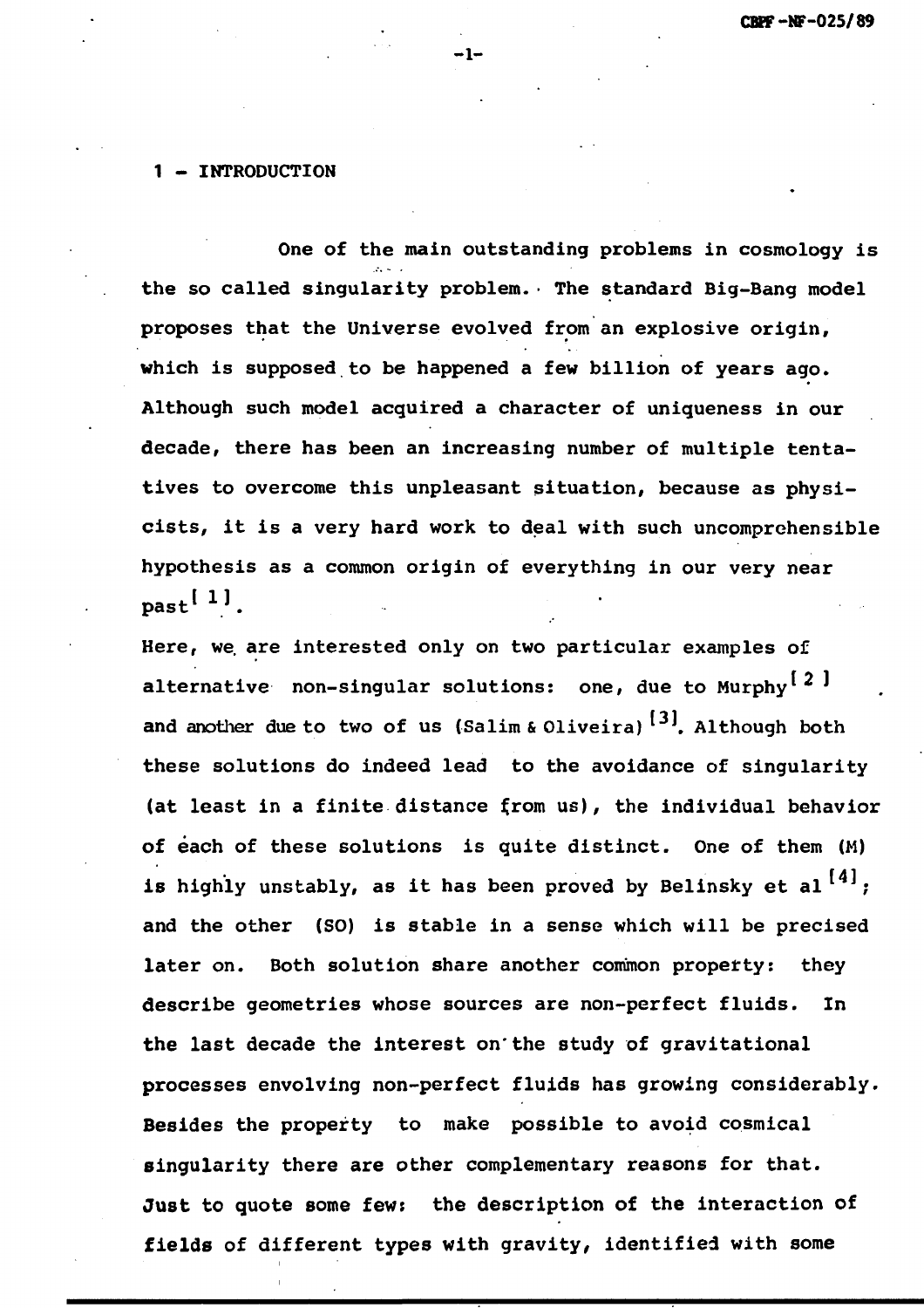## 1 - INTRODUCTION

One of the main outstanding problems in cosmology is the so called singularity problem. The standard Big-Bang model proposes that the Universe evolved from an explosive origin, which is supposed to be happened a few billion of years ago. Although such model acquired a character of uniqueness in our decade, there has been an increasing number of multiple tentatives to overcome this unpleasant situation, because as physicists, it is a very hard work to deal with such uncomprehensible hypothesis as a common origin of everything in our very near past[1].

Here, we are interested only on two particular examples of alternative non-singular solutions: one, due to Murphy[2] and another due to two of us (Salim & Oliveira)[3]. Although both these solutions do indeed lead to the avoidance of singularity (at least in a finite distance from us), the individual behavior of each of these solutions is quite distinct. One of them (M) is highly unstably, as it has been proved by Belinsky et al[4]; and the other (SO) is stable in a sense which will be precised later on. Both solution share another common property: they describe geometries whose sources are non-perfect fluids. In the last decade the interest on the study of gravitational processes envolving non-perfect fluids has growing considerably. Besides the property to make possible to avoid cosmical singularity there are other complementary reasons for that. Just to quote some few: the description of the interaction of fields of different types with gravity, identified with some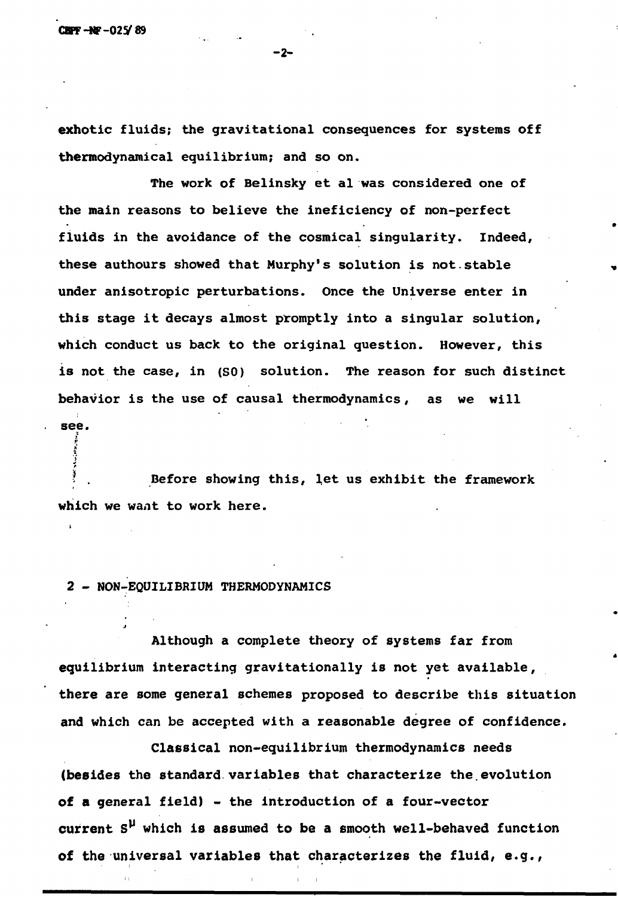exhotic fluids; the gravitational consequences for systems off thermodynamical equilibrium; and so on.

The work of Belinsky et al was considered one of the main reasons to believe the ineficiency of non-perfect fluids in the avoidance of the cosmical singularity. Indeed, these authours showed that Murphy's solution is not stable under anisotropic perturbations. Once the Universe enter in this stage it decays almost promptly into a singular solution, which conduct us back to the original question. However, this is not the case, in (SO) solution. The reason for such distinct behavior is the use of causal thermodynamics, as we will see.

Before showing this, let us exhibit the framework which we want to work here.

## 2 - NON-EQUILIBRIUM THERMODYNAMICS

Although a complete theory of systems far from equilibrium interacting gravitationally is not yet available, there are some general schemes proposed to describe this situation and which can be accepted with a reasonable degree of confidence.

Classical non-equilibrium thermodynamics needs (besides the standard variables that characterize the evolution of a general field) - the introduction of a four-vector current $S^{\mu}$ which is assumed to be a smooth well-behaved function of the universal variables that characterizes the fluid, e.g.,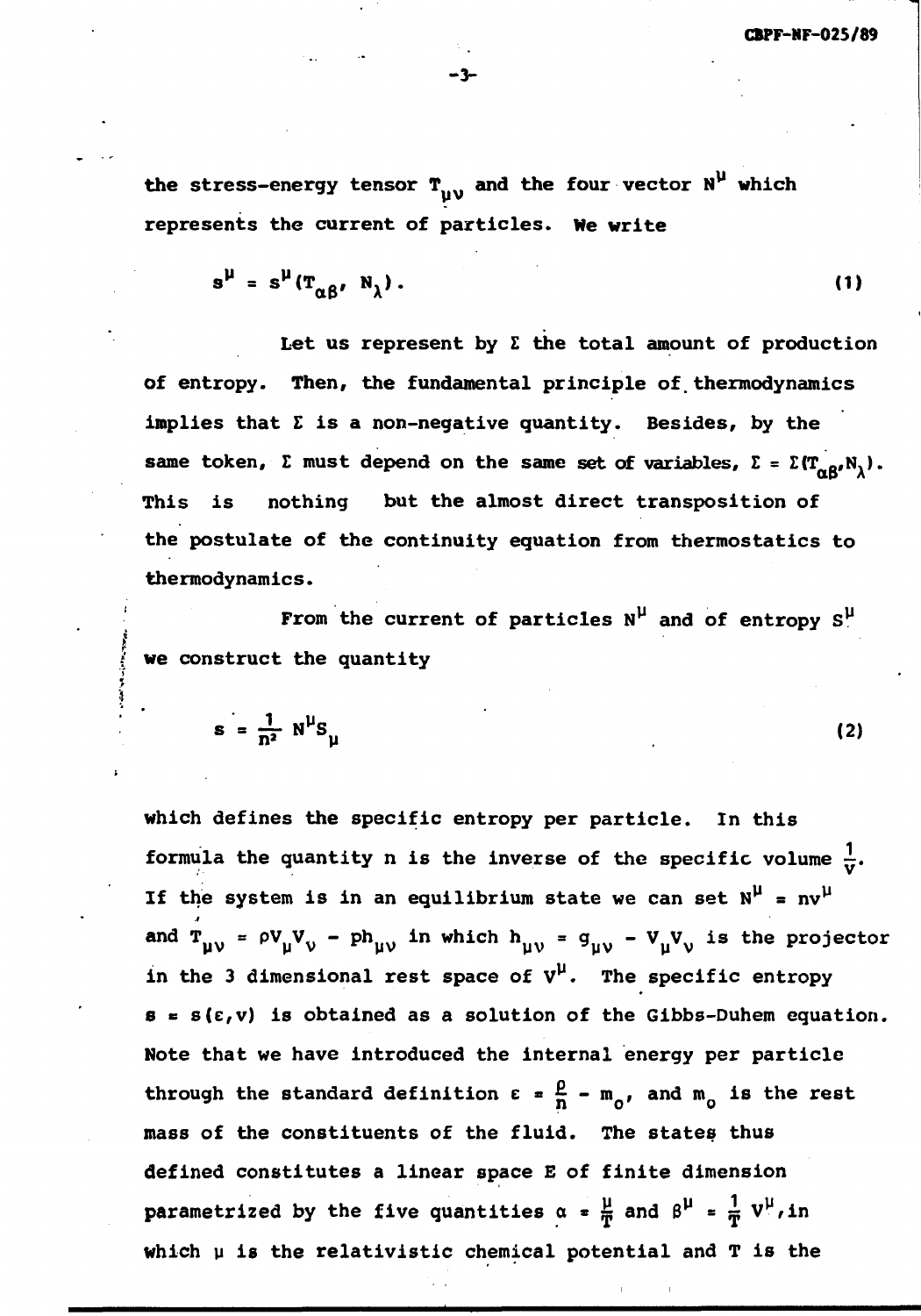the stress-energy tensor $T_{\mu\nu}$ and the four vector $N^{\mu}$ which represents the current of particles. We write

$$s^{\mu} = s^{\mu}(T_{\alpha\beta},\ N_{\lambda}). \tag{1}$$

Let us represent by $\Sigma$ the total amount of production of entropy. Then, the fundamental principle of thermodynamics implies that $\Sigma$ is a non-negative quantity. Besides, by the same token, $\Sigma$ must depend on the same set of variables, $\Sigma = \Sigma(T_{\alpha\beta}, N_{\lambda})$. This is nothing but the almost direct transposition of the postulate of the continuity equation from thermostatics to thermodynamics.

From the current of particles $N^{\mu}$ and of entropy $S^{\mu}$ we construct the quantity

$$s = \frac{1}{n^2}\, N^{\mu} S_{\mu} \tag{2}$$

which defines the specific entropy per particle. In this formula the quantity n is the inverse of the specific volume $\frac{1}{v}$. If the system is in an equilibrium state we can set $N^{\mu} = nv^{\mu}$ and $T_{\mu\nu} = \rho V_{\mu} V_{\nu} - p h_{\mu\nu}$ in which $h_{\mu\nu} = g_{\mu\nu} - V_{\mu} V_{\nu}$ is the projector in the 3 dimensional rest space of $V^{\mu}$. The specific entropy $s = s(\varepsilon, v)$ is obtained as a solution of the Gibbs-Duhem equation. Note that we have introduced the internal energy per particle through the standard definition $\varepsilon = \frac{\rho}{n} - m_o$, and $m_o$ is the rest mass of the constituents of the fluid. The states thus defined constitutes a linear space E of finite dimension parametrized by the five quantities $\alpha = \frac{\mu}{T}$ and $\beta^{\mu} = \frac{1}{T} V^{\mu}$, in which $\mu$ is the relativistic chemical potential and T is the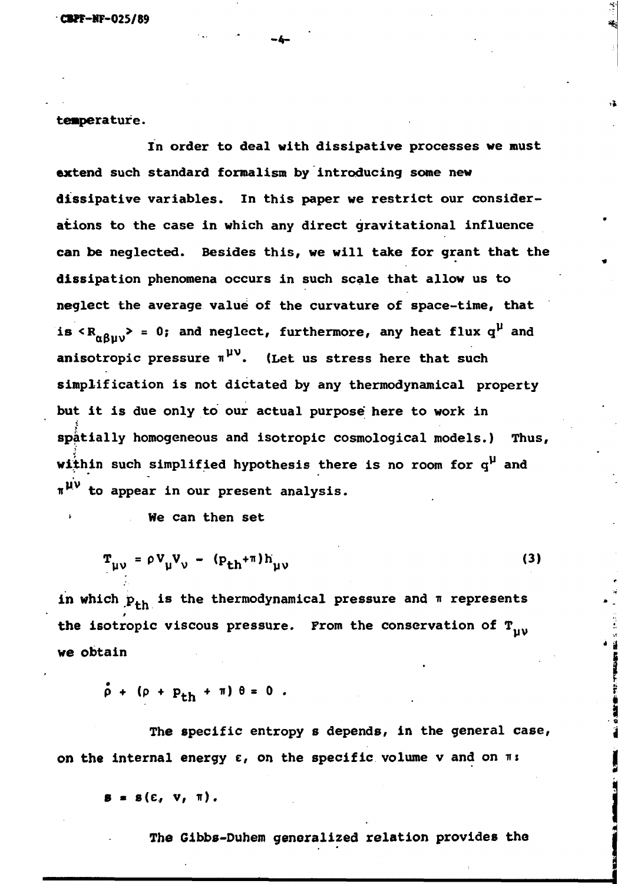temperature.

In order to deal with dissipative processes we must extend such standard formalism by introducing some new dissipative variables. In this paper we restrict our considerations to the case in which any direct gravitational influence can be neglected. Besides this, we will take for grant that the dissipation phenomena occurs in such scale that allow us to neglect the average value of the curvature of space-time, that is $\langle R_{\alpha\beta\mu\nu} \rangle = 0$; and neglect, furthermore, any heat flux $q^{\mu}$ and anisotropic pressure $\pi^{\mu\nu}$. (Let us stress here that such simplification is not dictated by any thermodynamical property but it is due only to our actual purpose here to work in spatially homogeneous and isotropic cosmological models.) Thus, within such simplified hypothesis there is no room for $q^{\mu}$ and $\pi^{\mu\nu}$ to appear in our present analysis.

We can then set

$$T_{\mu\nu} = \rho V_{\mu} V_{\nu} - (p_{th} + \pi) h_{\mu\nu} \tag{3}$$

in which $p_{th}$ is the thermodynamical pressure and $\pi$ represents the isotropic viscous pressure. From the conservation of $T_{\mu\nu}$ we obtain

$$\dot{\rho} + (\rho + p_{th} + \pi)\,\theta = 0 \ .$$

The specific entropy s depends, in the general case, on the internal energy $\varepsilon$, on the specific volume v and on $\pi$:

$$s = s(\varepsilon, v, \pi).$$

The Gibbs-Duhem generalized relation provides the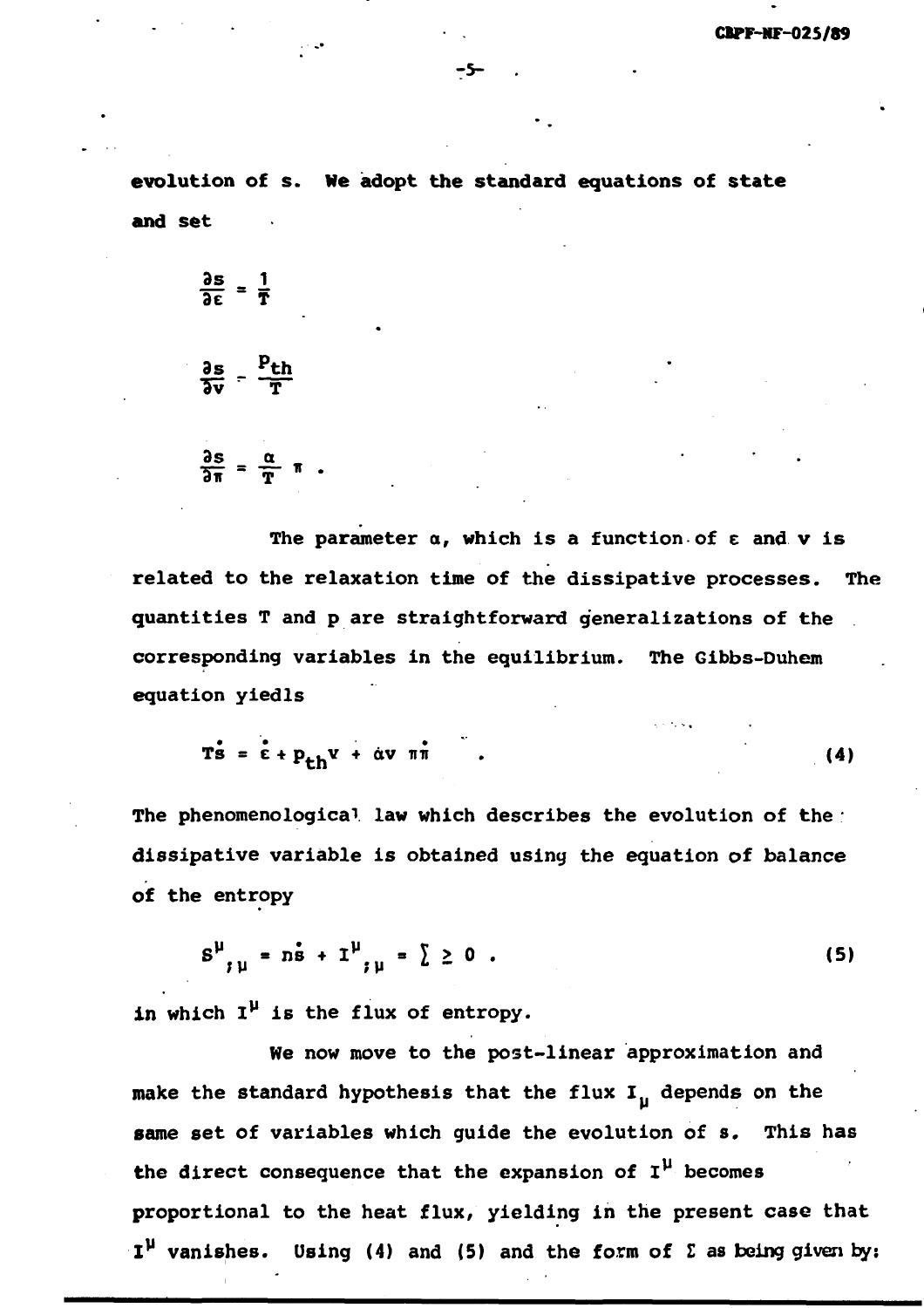evolution of s. We adopt the standard equations of state and set

$$\frac{\partial s}{\partial \varepsilon} = \frac{1}{T}$$

$$\frac{\partial s}{\partial v} = \frac{p_{th}}{T}$$

$$\frac{\partial s}{\partial \pi} = \frac{\alpha}{T} \pi \; .$$

The parameter $\alpha$, which is a function of $\varepsilon$ and $v$ is related to the relaxation time of the dissipative processes. The quantities $T$ and $p$ are straightforward generalizations of the corresponding variables in the equilibrium. The Gibbs-Duhem equation yiedls

$$T\dot{s} = \dot{\varepsilon} + p_{th}\dot{v} + \alpha v \, \pi\dot{\pi} \qquad . \tag{4}$$

The phenomenological law which describes the evolution of the dissipative variable is obtained using the equation of balance of the entropy

$$S^{\mu}{}_{;\mu} = n\dot{s} + I^{\mu}{}_{;\mu} = \Sigma \geq 0 \; . \tag{5}$$

in which $I^{\mu}$ is the flux of entropy.

We now move to the post-linear approximation and make the standard hypothesis that the flux $I_{\mu}$ depends on the same set of variables which guide the evolution of s. This has the direct consequence that the expansion of $I^{\mu}$ becomes proportional to the heat flux, yielding in the present case that $I^{\mu}$ vanishes. Using (4) and (5) and the form of $\Sigma$ as being given by: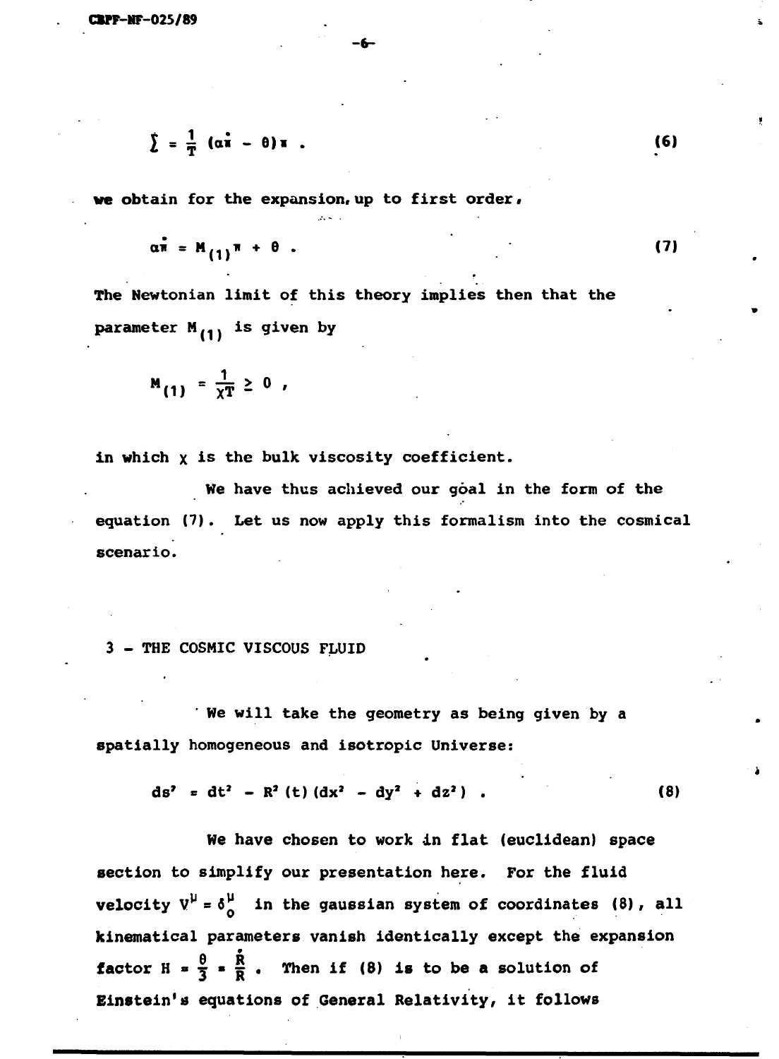$$\sum = \frac{1}{T} (\alpha \dot{\pi} - \theta) \pi \ . \tag{6}$$

we obtain for the expansion, up to first order,

$$\alpha \dot{\pi} = M_{(1)} \pi + \theta \ . \tag{7}$$

The Newtonian limit of this theory implies then that the parameter $M_{(1)}$ is given by

$$M_{(1)} = \frac{1}{\chi T} \geq 0 \ ,$$

in which $\chi$ is the bulk viscosity coefficient.

We have thus achieved our goal in the form of the equation (7). Let us now apply this formalism into the cosmical scenario.

## 3 - THE COSMIC VISCOUS FLUID

We will take the geometry as being given by a spatially homogeneous and isotropic Universe:

$$ds^2 = dt^2 - R^2(t)(dx^2 - dy^2 + dz^2) \ . \tag{8}$$

We have chosen to work in flat (euclidean) space section to simplify our presentation here. For the fluid velocity $V^{\mu} = \delta^{\mu}_{o}$ in the gaussian system of coordinates (8), all kinematical parameters vanish identically except the expansion factor $H = \frac{\theta}{3} = \frac{\dot{R}}{R}$. Then if (8) is to be a solution of Einstein's equations of General Relativity, it follows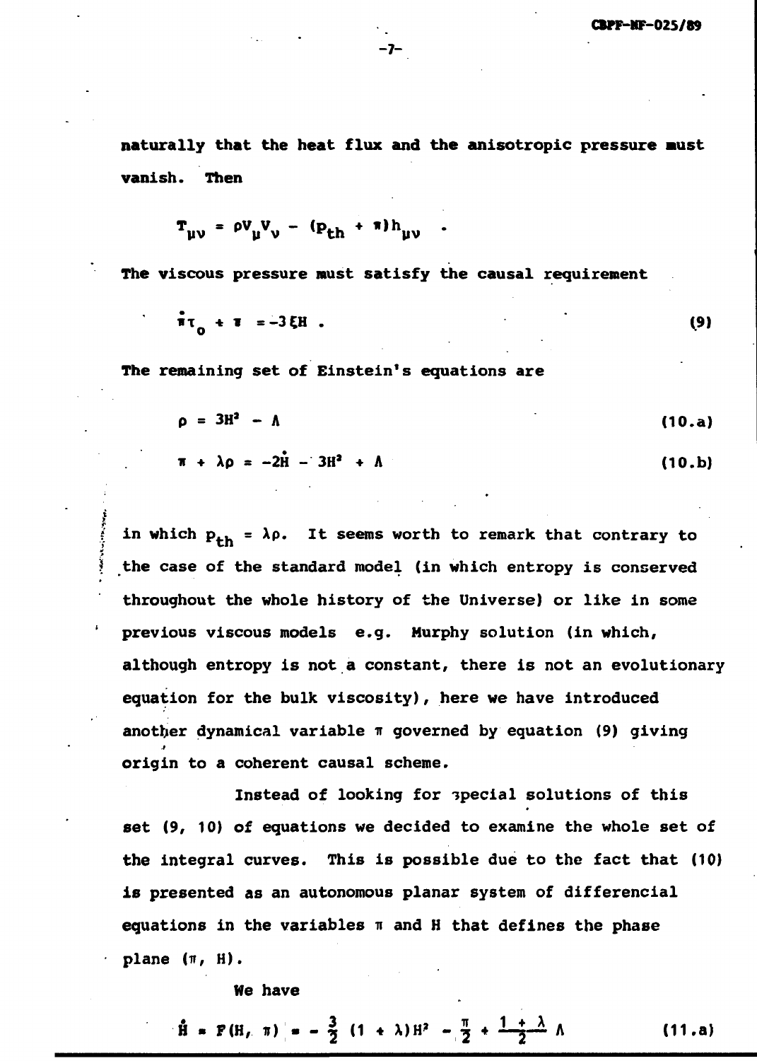naturally that the heat flux and the anisotropic pressure must vanish. Then

$$T_{\mu\nu} = \rho V_\mu V_\nu - (p_{th} + \pi) h_{\mu\nu} \quad .$$

The viscous pressure must satisfy the causal requirement

$$\dot{\pi}\tau_0 + \pi = -3\xi H \; . \tag{9}$$

The remaining set of Einstein's equations are

$$\rho = 3H^2 - \Lambda \tag{10.a}$$

$$\pi + \lambda\rho = -2\dot{H} - 3H^2 + \Lambda \tag{10.b}$$

in which $p_{th} = \lambda\rho$. It seems worth to remark that contrary to the case of the standard model (in which entropy is conserved throughout the whole history of the Universe) or like in some previous viscous models e.g. Murphy solution (in which, although entropy is not a constant, there is not an evolutionary equation for the bulk viscosity), here we have introduced another dynamical variable $\pi$ governed by equation (9) giving origin to a coherent causal scheme.

Instead of looking for special solutions of this set (9, 10) of equations we decided to examine the whole set of the integral curves. This is possible due to the fact that (10) is presented as an autonomous planar system of differencial equations in the variables $\pi$ and $H$ that defines the phase plane $(\pi, H)$.

We have

$$\dot{H} = F(H, \pi) = -\frac{3}{2}(1 + \lambda)H^2 - \frac{\pi}{2} + \frac{1 + \lambda}{2}\Lambda \tag{11.a}$$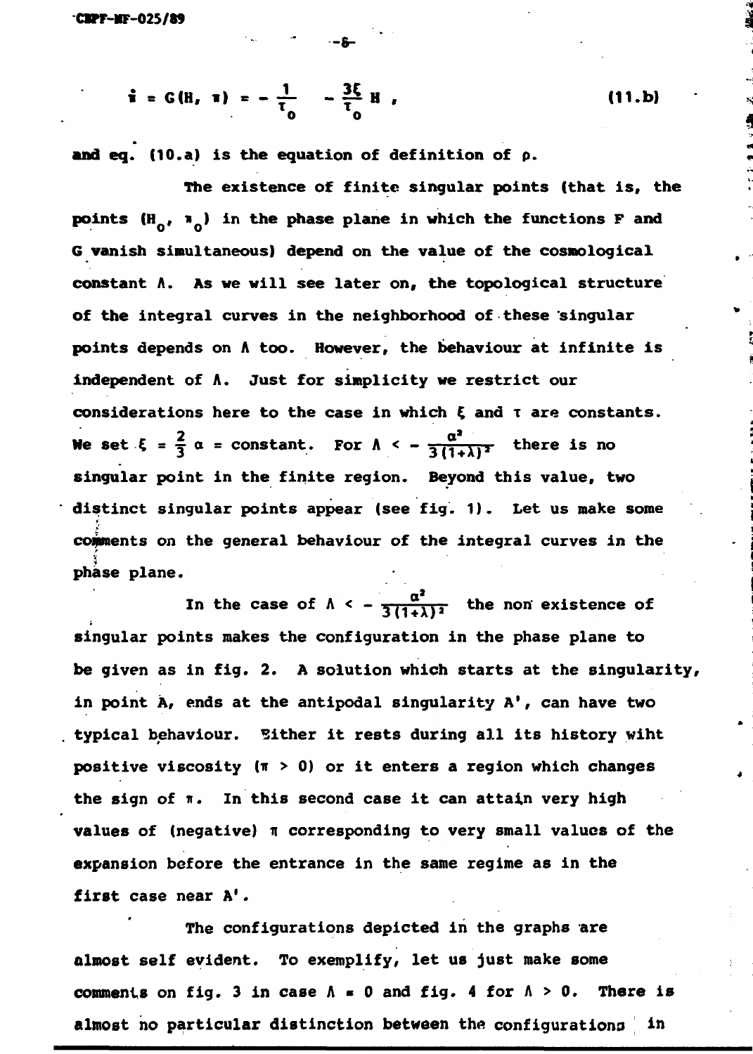$$\dot{\pi} = G(H, \pi) = -\frac{1}{\tau_0} \quad -\frac{3\xi}{\tau_0} H \ , \tag{11.b}$$

and eq. (10.a) is the equation of definition of $\rho$.

The existence of finite singular points (that is, the points $(H_0, \pi_0)$ in the phase plane in which the functions F and G vanish simultaneous) depend on the value of the cosmological constant $\Lambda$. As we will see later on, the topological structure of the integral curves in the neighborhood of these singular points depends on $\Lambda$ too. However, the behaviour at infinite is independent of $\Lambda$. Just for simplicity we restrict our considerations here to the case in which $\xi$ and $\tau$ are constants. We set $\xi = \frac{2}{3}\alpha$ = constant. For $\Lambda < -\frac{\alpha^2}{3(1+\lambda)^2}$ there is no singular point in the finite region. Beyond this value, two distinct singular points appear (see fig. 1). Let us make some comments on the general behaviour of the integral curves in the phase plane.

In the case of $\Lambda < -\frac{\alpha^2}{3(1+\lambda)^2}$ the non existence of singular points makes the configuration in the phase plane to be given as in fig. 2. A solution which starts at the singularity, in point A, ends at the antipodal singularity A', can have two typical behaviour. Either it rests during all its history wiht positive viscosity ($\pi > 0$) or it enters a region which changes the sign of $\pi$. In this second case it can attain very high values of (negative) $\pi$ corresponding to very small values of the expansion before the entrance in the same regime as in the first case near A'.

The configurations depicted in the graphs are almost self evident. To exemplify, let us just make some comments on fig. 3 in case $\Lambda = 0$ and fig. 4 for $\Lambda > 0$. There is almost no particular distinction between the configurations in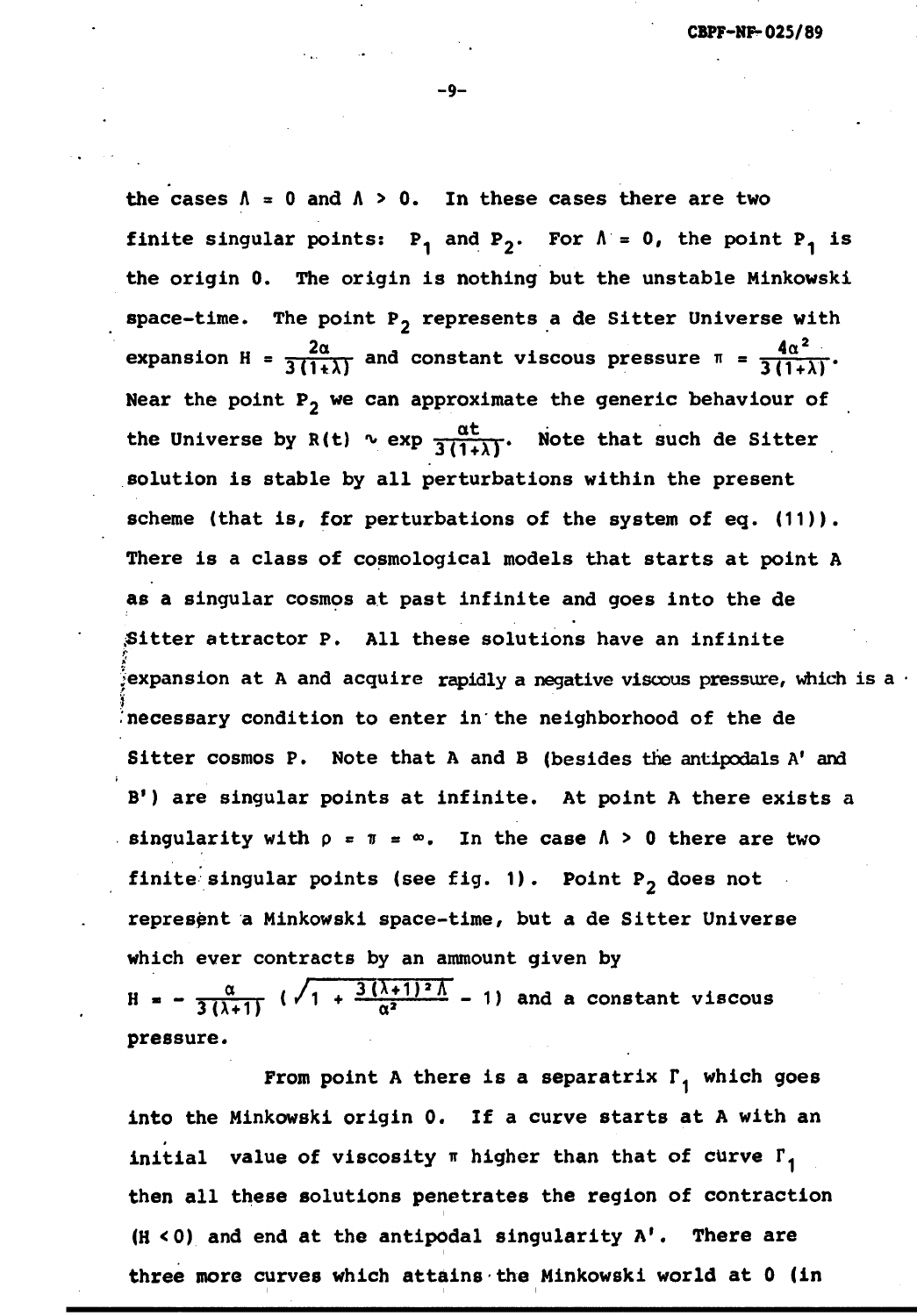the cases $\Lambda = 0$ and $\Lambda > 0$. In these cases there are two finite singular points: $P_1$ and $P_2$. For $\Lambda = 0$, the point $P_1$ is the origin 0. The origin is nothing but the unstable Minkowski space-time. The point $P_2$ represents a de Sitter Universe with expansion $H = \frac{2\alpha}{3(1+\lambda)}$ and constant viscous pressure $\pi = \frac{4\alpha^2}{3(1+\lambda)}$. Near the point $P_2$ we can approximate the generic behaviour of the Universe by $R(t) \sim \exp \frac{\alpha t}{3(1+\lambda)}$. Note that such de Sitter solution is stable by all perturbations within the present scheme (that is, for perturbations of the system of eq. (11)). There is a class of cosmological models that starts at point A as a singular cosmos at past infinite and goes into the de Sitter attractor P. All these solutions have an infinite expansion at A and acquire rapidly a negative viscous pressure, which is a necessary condition to enter in the neighborhood of the de Sitter cosmos P. Note that A and B (besides the antipodals A' and B') are singular points at infinite. At point A there exists a singularity with $\rho = \pi = \infty$. In the case $\Lambda > 0$ there are two finite singular points (see fig. 1). Point $P_2$ does not represent a Minkowski space-time, but a de Sitter Universe which ever contracts by an ammount given by $H = -\frac{\alpha}{3(\lambda+1)}\left(\sqrt{1 + \frac{3(\lambda+1)^2\Lambda}{\alpha^2}} - 1\right)$ and a constant viscous pressure.

From point A there is a separatrix $\Gamma_1$ which goes into the Minkowski origin 0. If a curve starts at A with an initial value of viscosity $\pi$ higher than that of curve $\Gamma_1$ then all these solutions penetrates the region of contraction ($H < 0$) and end at the antipodal singularity A'. There are three more curves which attains the Minkowski world at 0 (in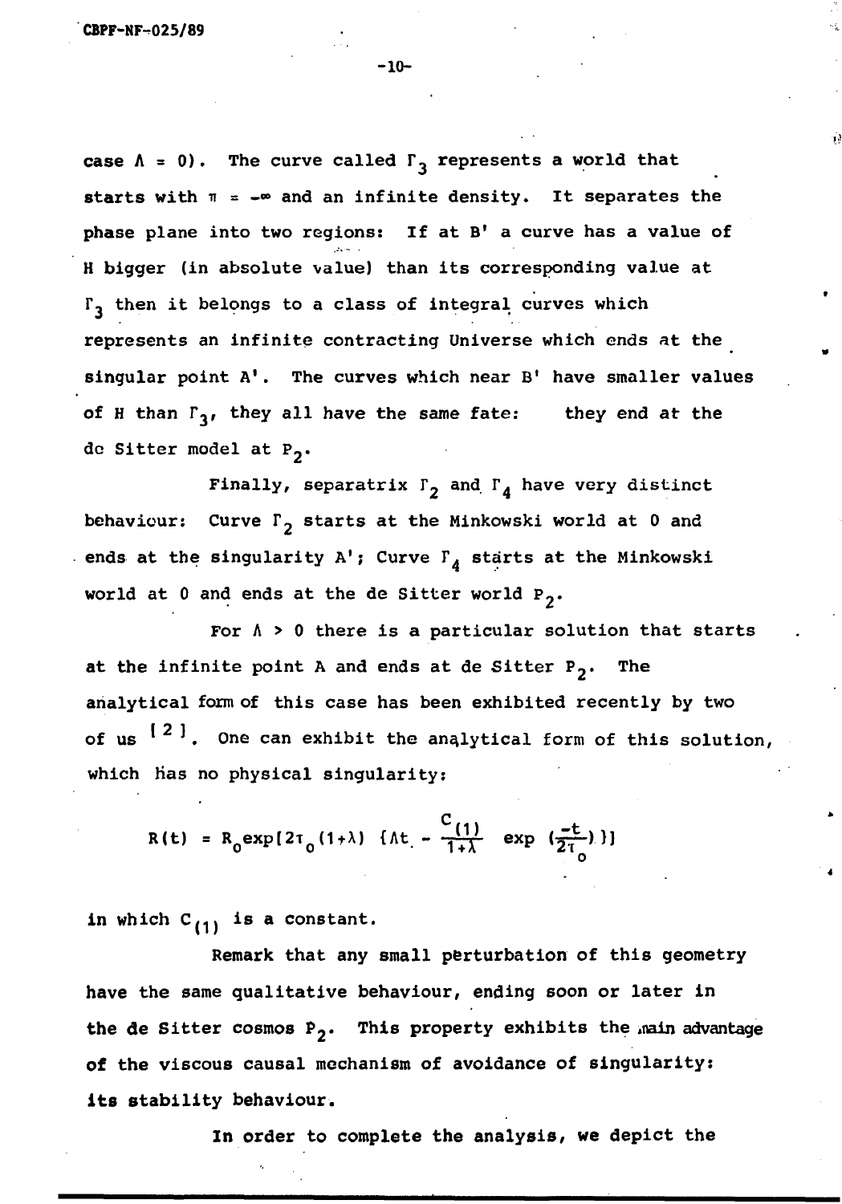case $\Lambda = 0$). The curve called $\Gamma_3$ represents a world that starts with $\pi = -\infty$ and an infinite density. It separates the phase plane into two regions: If at B' a curve has a value of H bigger (in absolute value) than its corresponding value at $\Gamma_3$ then it belongs to a class of integral curves which represents an infinite contracting Universe which ends at the singular point A'. The curves which near B' have smaller values of H than $\Gamma_3$, they all have the same fate: they end at the de Sitter model at $P_2$.

Finally, separatrix $\Gamma_2$ and $\Gamma_4$ have very distinct behaviour: Curve $\Gamma_2$ starts at the Minkowski world at 0 and ends at the singularity A'; Curve $\Gamma_4$ starts at the Minkowski world at 0 and ends at the de Sitter world $P_2$.

For $\Lambda > 0$ there is a particular solution that starts at the infinite point A and ends at de Sitter $P_2$. The analytical form of this case has been exhibited recently by two of us [2]. One can exhibit the analytical form of this solution, which has no physical singularity:

$$R(t) = R_0 \exp[2\tau_0(1+\lambda) \ \{\Lambda t - \frac{C_{(1)}}{1+\lambda} \ \exp\ (\frac{-t}{2\tau_0})\}]$$

in which $C_{(1)}$ is a constant.

Remark that any small perturbation of this geometry have the same qualitative behaviour, ending soon or later in the de Sitter cosmos $P_2$. This property exhibits the main advantage of the viscous causal mechanism of avoidance of singularity: its stability behaviour.

In order to complete the analysis, we depict the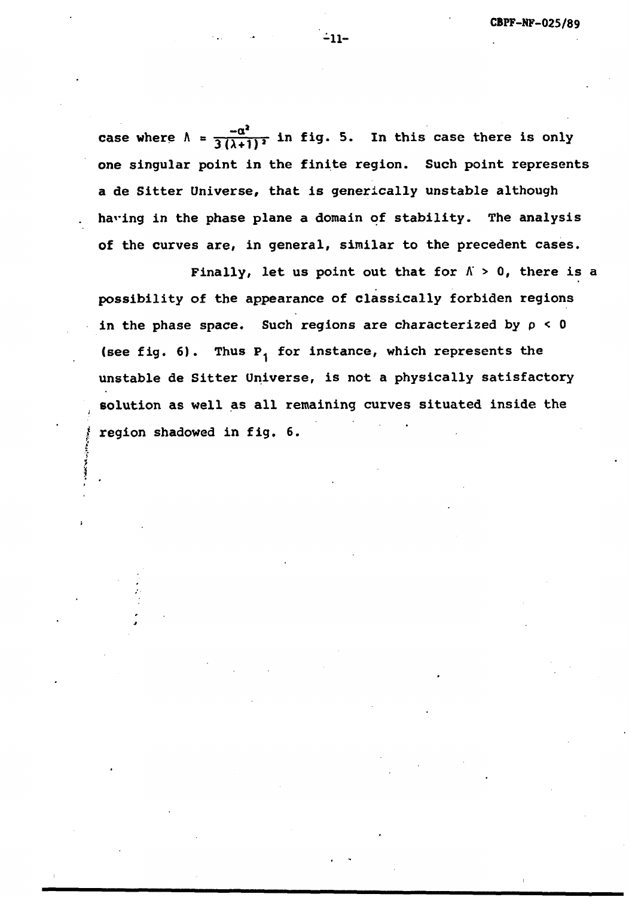case where $\Lambda = \frac{-\alpha^2}{3(\lambda+1)^2}$ in fig. 5. In this case there is only one singular point in the finite region. Such point represents a de Sitter Universe, that is generically unstable although having in the phase plane a domain of stability. The analysis of the curves are, in general, similar to the precedent cases.

Finally, let us point out that for $\Lambda > 0$, there is a possibility of the appearance of classically forbiden regions in the phase space. Such regions are characterized by $\rho < 0$ (see fig. 6). Thus $P_1$ for instance, which represents the unstable de Sitter Universe, is not a physically satisfactory solution as well as all remaining curves situated inside the region shadowed in fig. 6.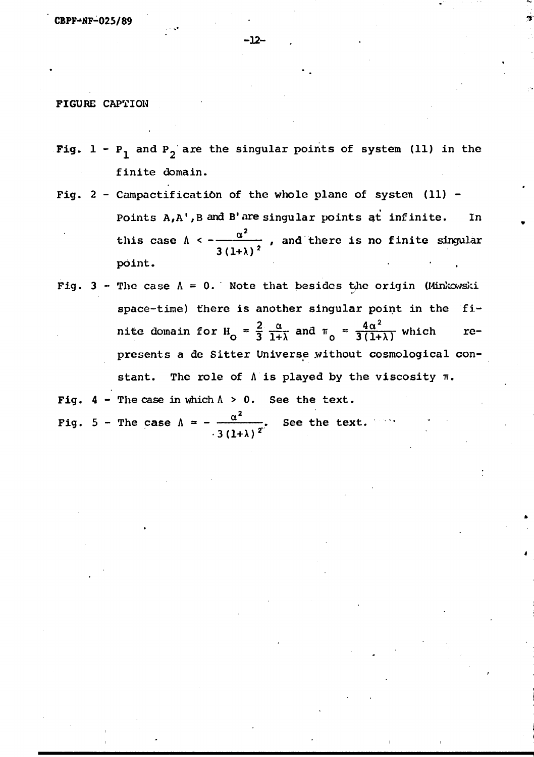## FIGURE CAPTION

Fig. 1 - $P_1$ and $P_2$ are the singular points of system (11) in the finite domain.

Fig. 2 - Campactificatiòn of the whole plane of system (11) - Points A,A',B and B' are singular points at infinite. In this case $\Lambda < -\frac{\alpha^2}{3(1+\lambda)^2}$, and there is no finite singular point.

Fig. 3 - The case $\Lambda = 0$. Note that besides the origin (Minkowski space-time) there is another singular point in the finite domain for $H_o = \frac{2}{3}\frac{\alpha}{1+\lambda}$ and $\pi_o = \frac{4\alpha^2}{3(1+\lambda)}$ which represents a de Sitter Universe without cosmological constant. The role of $\Lambda$ is played by the viscosity $\pi$.

Fig. 4 - The case in which $\Lambda > 0$. See the text.

Fig. 5 - The case $\Lambda = -\frac{\alpha^2}{3(1+\lambda)^2}$. See the text.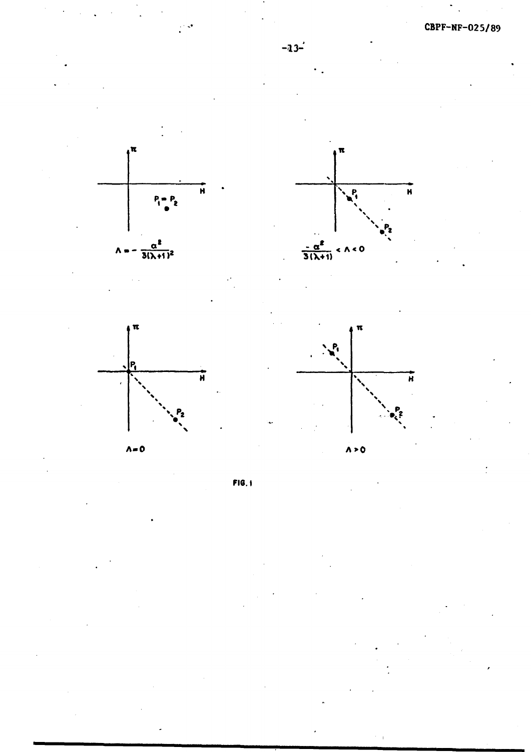$\Lambda = -\frac{\alpha^2}{3(\lambda+1)^2}$

$\frac{-\alpha^2}{3(\lambda+1)} < \Lambda < 0$

$\Lambda = 0$

$\Lambda > 0$

FIG. 1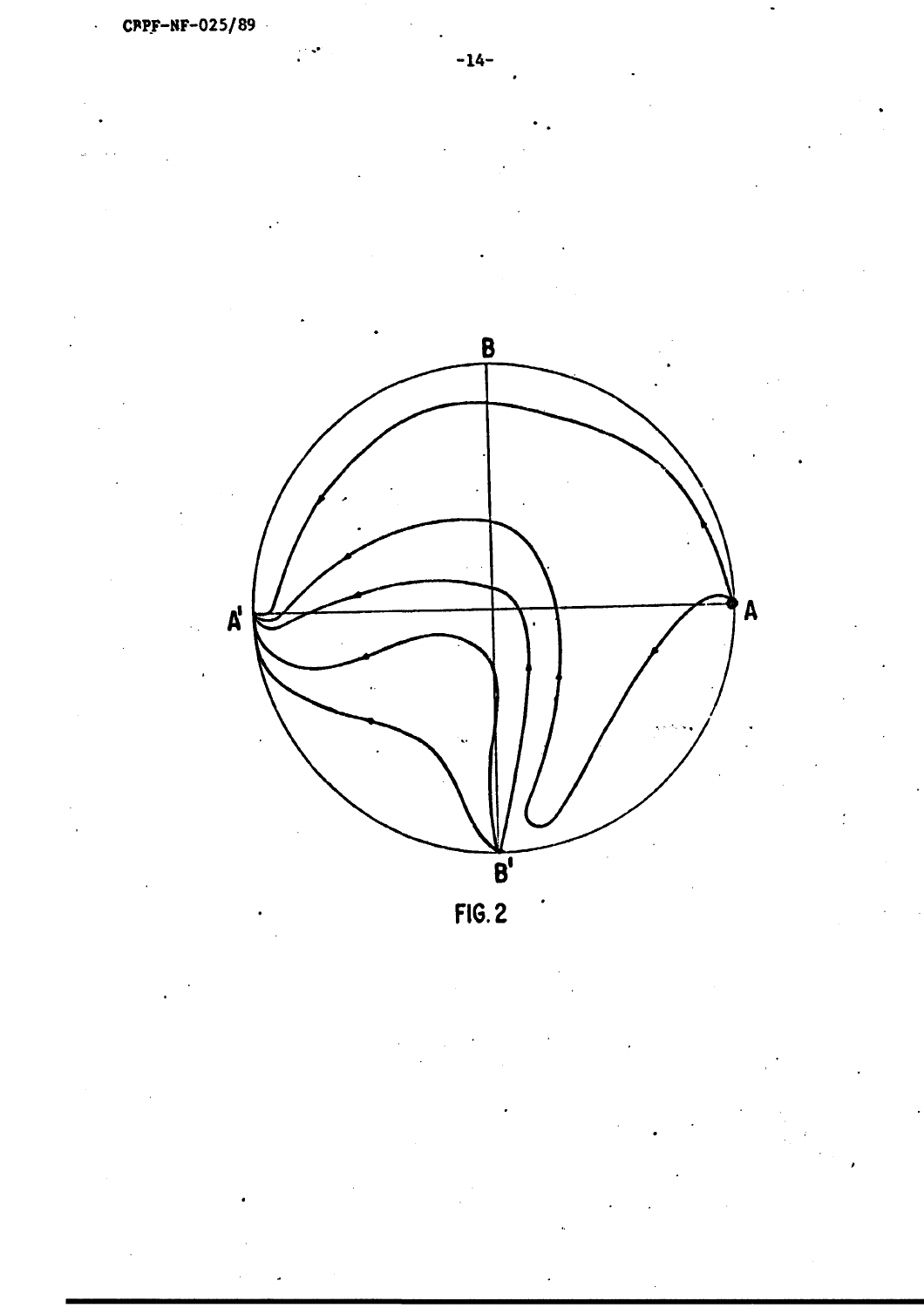FIG. 2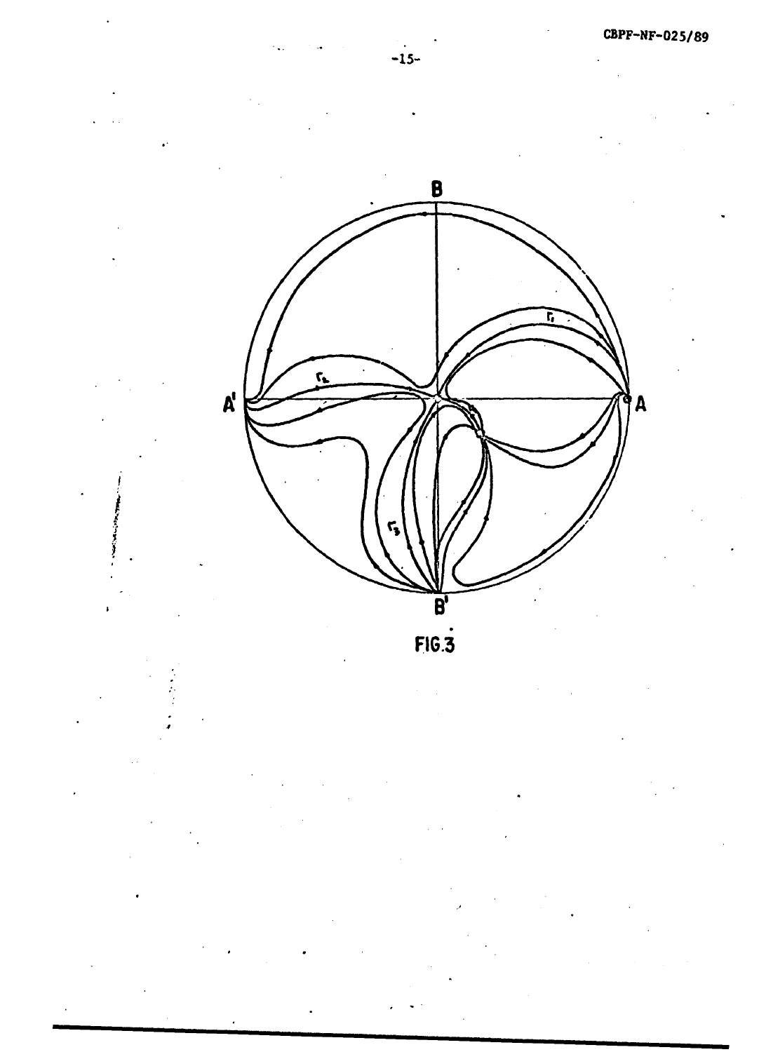FIG.3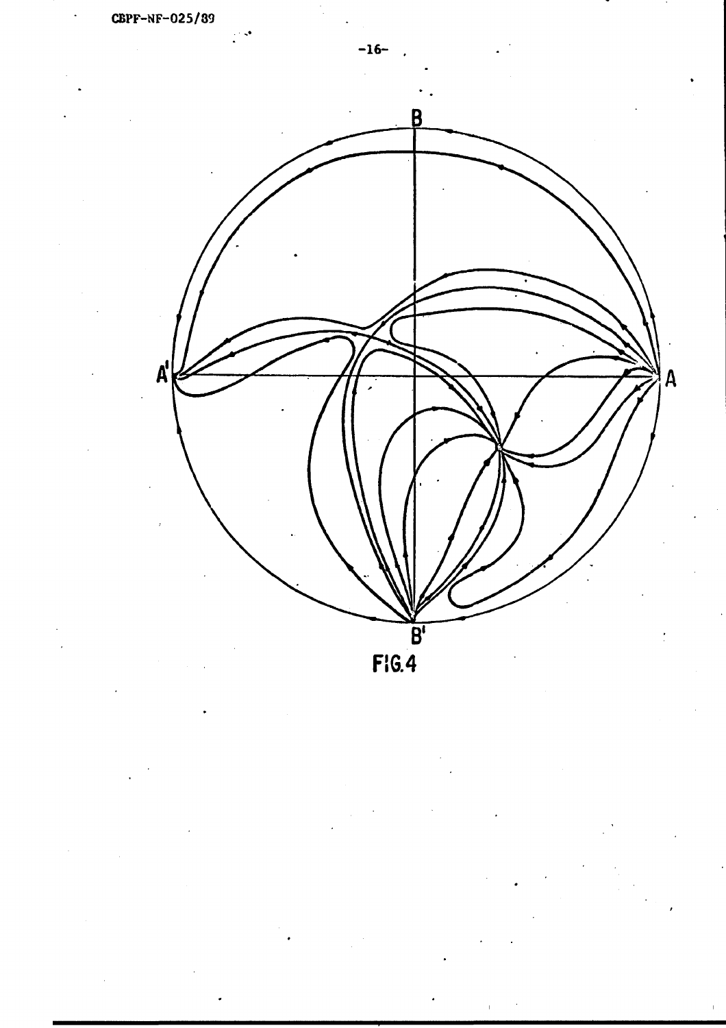FIG.4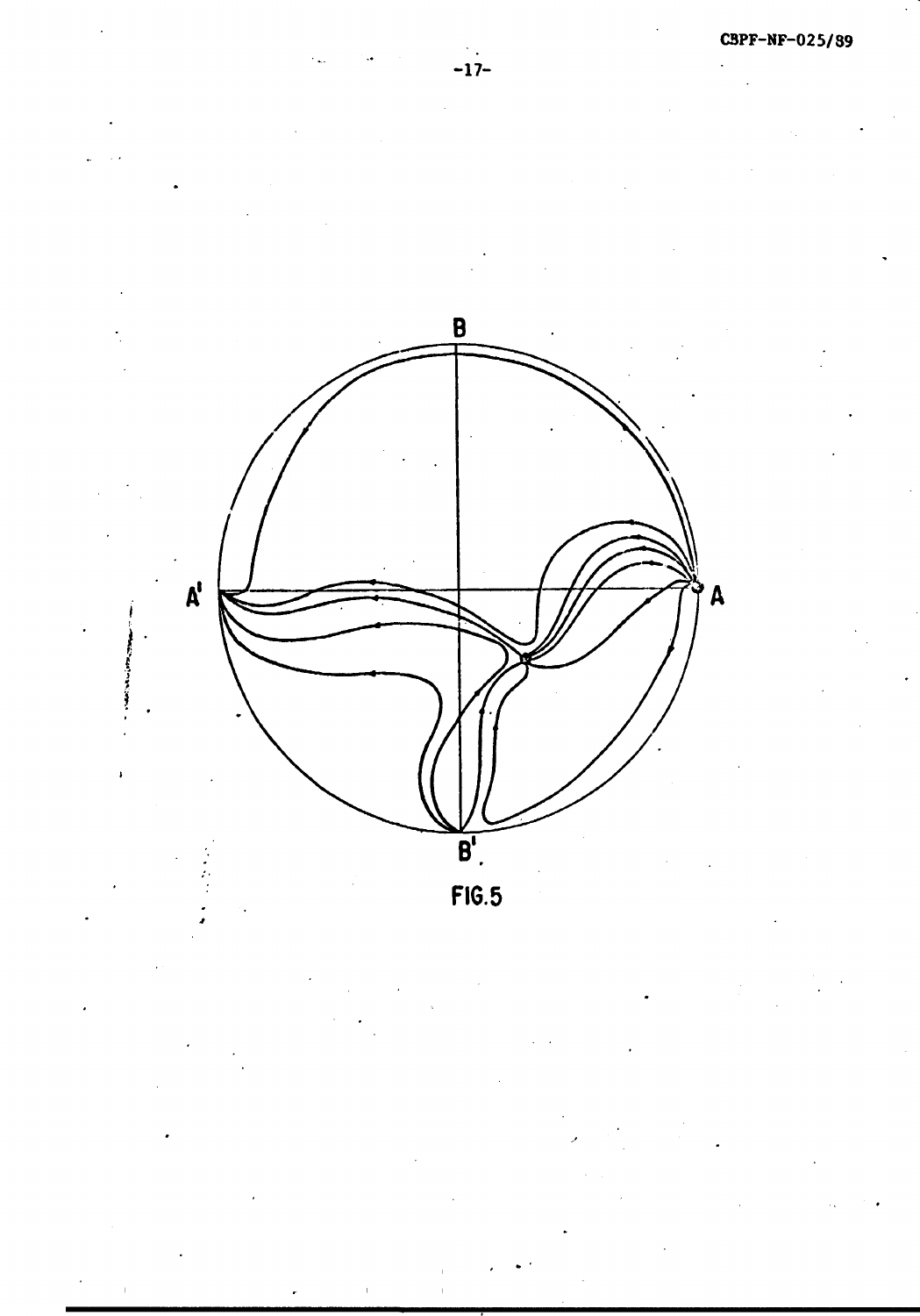FIG.5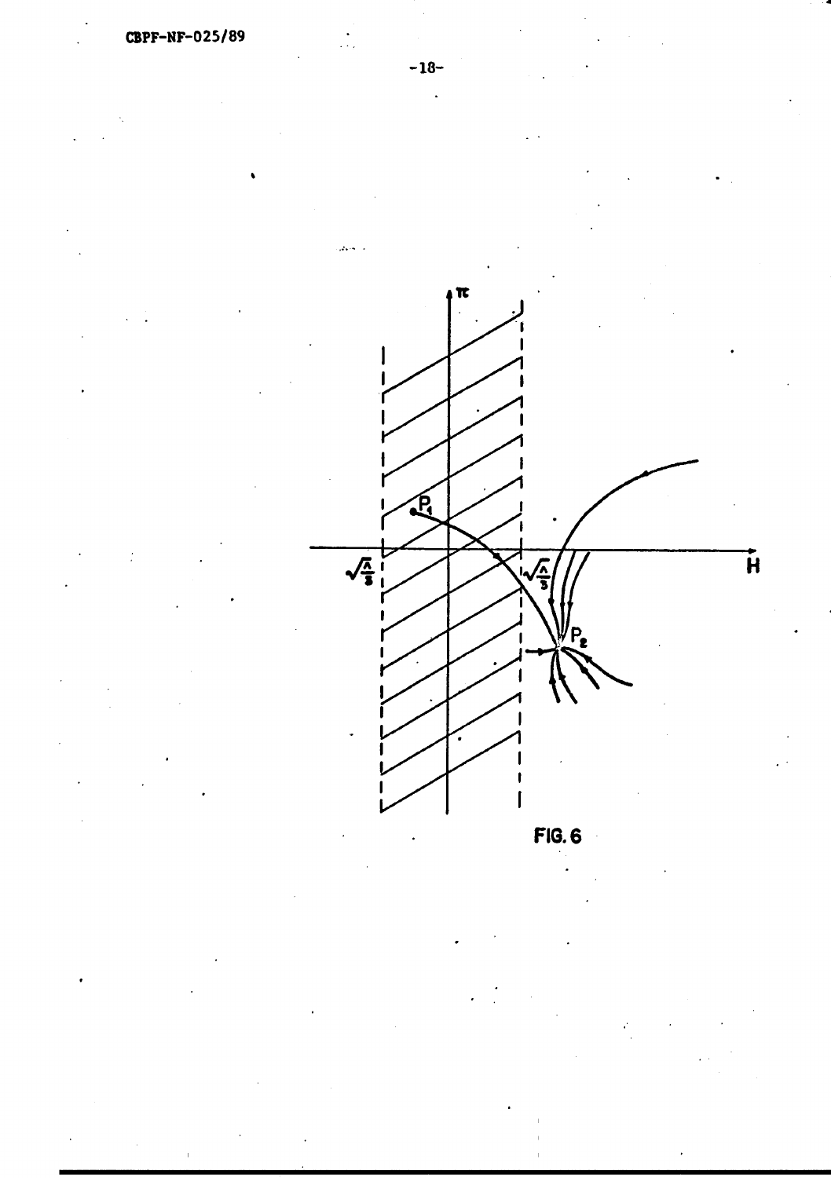FIG. 6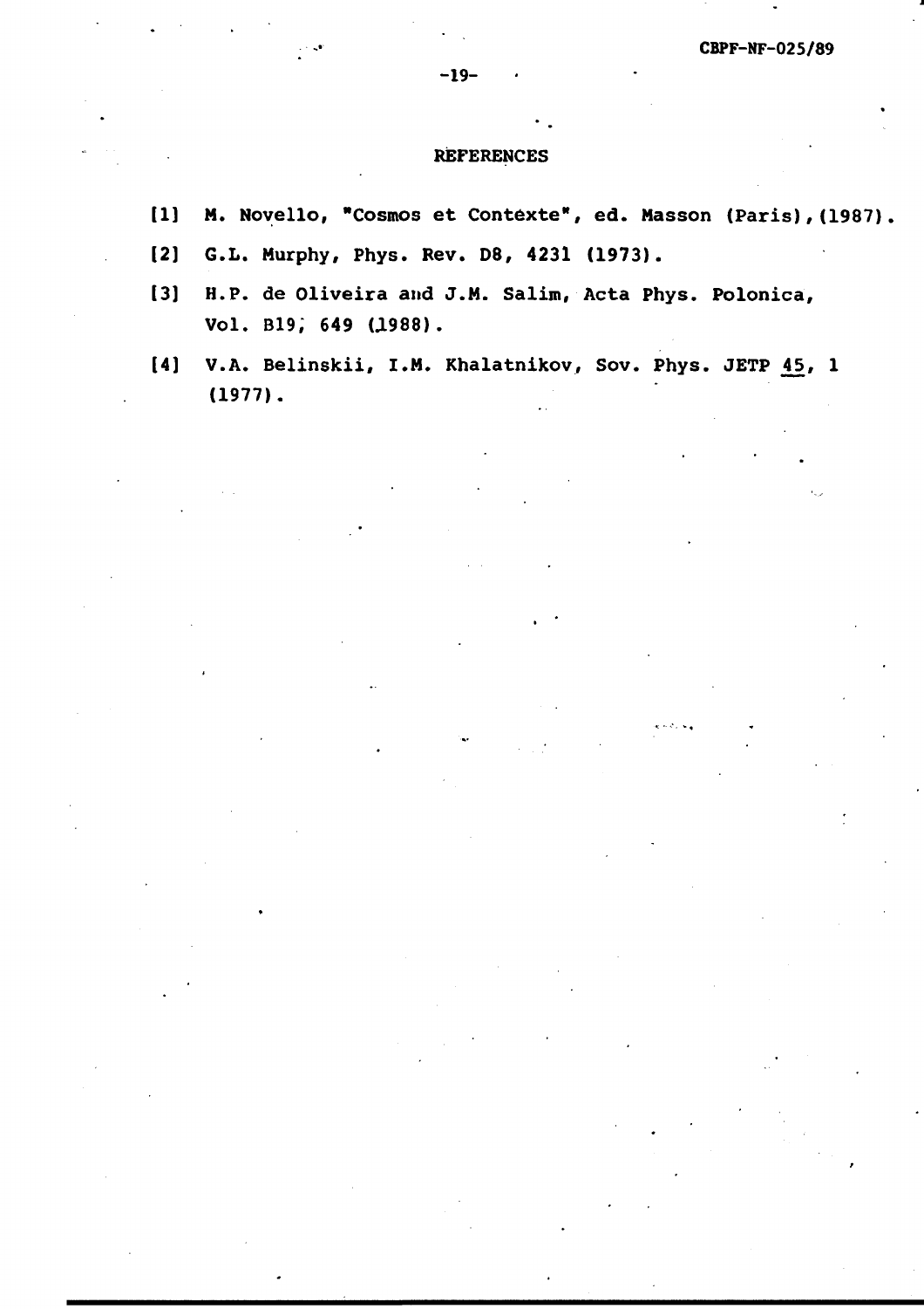## REFERENCES

[1] M. Novello, "Cosmos et Contexte", ed. Masson (Paris),(1987).

[2] G.L. Murphy, Phys. Rev. D8, 4231 (1973).

[3] H.P. de Oliveira and J.M. Salim, Acta Phys. Polonica, Vol. B19, 649 (1988).

[4] V.A. Belinskii, I.M. Khalatnikov, Sov. Phys. JETP 45, 1 (1977).